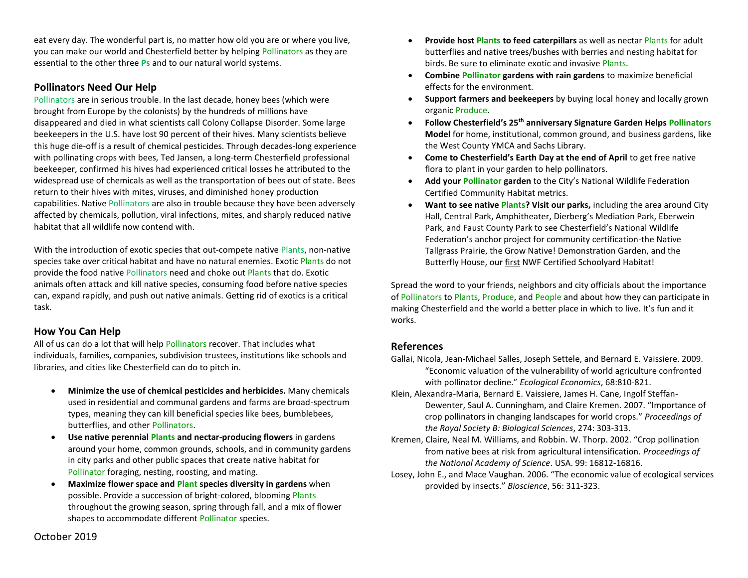eat every day. The wonderful part is, no matter how old you are or where you live, you can make our world and Chesterfield better by helping Pollinators as they are essential to the other three **Ps** and to our natural world systems.

## Pollinators Need Our Help

Pollinators are in serious trouble. In the last decade, honey bees (which were brought from Europe by the colonists) by the hundreds of millions have disappeared and died in what scientists call Colony Collapse Disorder. Some large beekeepers in the U.S. have lost 90 percent of their hives. Many scientists believe this huge die-off is a result of chemical pesticides. Through decades-long experience with pollinating crops with bees, Ted Jansen, a long-term Chesterfield professional beekeeper, confirmed his hives had experienced critical losses he attributed to the widespread use of chemicals as well as the transportation of bees out of state. Bees return to their hives with mites, viruses, and diminished honey production capabilities. Native Pollinators are also in trouble because they have been adversely affected by chemicals, pollution, viral infections, mites, and sharply reduced native habitat that all wildlife now contend with.

With the introduction of exotic species that out-compete native Plants, non-native species take over critical habitat and have no natural enemies. Exotic Plants do not provide the food native Pollinators need and choke out Plants that do. Exotic animals often attack and kill native species, consuming food before native species can, expand rapidly, and push out native animals. Getting rid of exotics is a critical task.

## How You Can Help

All of us can do a lot that will help Pollinators recover. That includes what individuals, families, companies, subdivision trustees, institutions like schools and libraries, and cities like Chesterfield can do to pitch in.

- **Minimize the use of chemical pesticides and herbicides.** Many chemicals used in residential and communal gardens and farms are broad-spectrum types, meaning they can kill beneficial species like bees, bumblebees, butterflies, and other Pollinators.
- **Use native perennial Plants and nectar-producing flowers** in gardens around your home, common grounds, schools, and in community gardens in city parks and other public spaces that create native habitat for Pollinator foraging, nesting, roosting, and mating.
- **Maximize flower space and Plant species diversity in gardens** when possible. Provide a succession of bright-colored, blooming Plants throughout the growing season, spring through fall, and a mix of flower shapes to accommodate different Pollinator species.
- **Provide host Plants to feed caterpillars** as well as nectar Plants for adult butterflies and native trees/bushes with berries and nesting habitat for birds. Be sure to eliminate exotic and invasive Plants.
- **Combine Pollinator gardens with rain gardens** to maximize beneficial effects for the environment.
- **Support farmers and beekeepers** by buying local honey and locally grown organic Produce.
- **Follow Chesterfield's 25th anniversary Signature Garden Helps Pollinators Model** for home, institutional, common ground, and business gardens, like the West County YMCA and Sachs Library.
- **Come to Chesterfield's Earth Day at the end of April** to get free native flora to plant in your garden to help pollinators.
- **Add your Pollinator garden** to the City's National Wildlife Federation Certified Community Habitat metrics.
- **Want to see native Plants? Visit our parks,** including the area around City Hall, Central Park, Amphitheater, Dierberg's Mediation Park, Eberwein Park, and Faust County Park to see Chesterfield's National Wildlife Federation's anchor project for community certification-the Native Tallgrass Prairie, the Grow Native! Demonstration Garden, and the Butterfly House, our first NWF Certified Schoolyard Habitat!

Spread the word to your friends, neighbors and city officials about the importance of Pollinators to Plants, Produce, and People and about how they can participate in making Chesterfield and the world a better place in which to live. It's fun and it works.

## References

Gallai, Nicola, Jean-Michael Salles, Joseph Settele, and Bernard E. Vaissiere. 2009. "Economic valuation of the vulnerability of world agriculture confronted with pollinator decline." *Ecological Economics*, 68:810-821.

Klein, Alexandra-Maria, Bernard E. Vaissiere, James H. Cane, Ingolf Steffan-Dewenter, Saul A. Cunningham, and Claire Kremen. 2007. "Importance of crop pollinators in changing landscapes for world crops." *Proceedings of the Royal Society B: Biological Sciences*, 274: 303-313.

Kremen, Claire, Neal M. Williams, and Robbin. W. Thorp. 2002. "Crop pollination from native bees at risk from agricultural intensification. *Proceedings of the National Academy of Science*. USA. 99: 16812-16816.

Losey, John E., and Mace Vaughan. 2006. "The economic value of ecological services provided by insects." *Bioscience*, 56: 311-323.

October 2019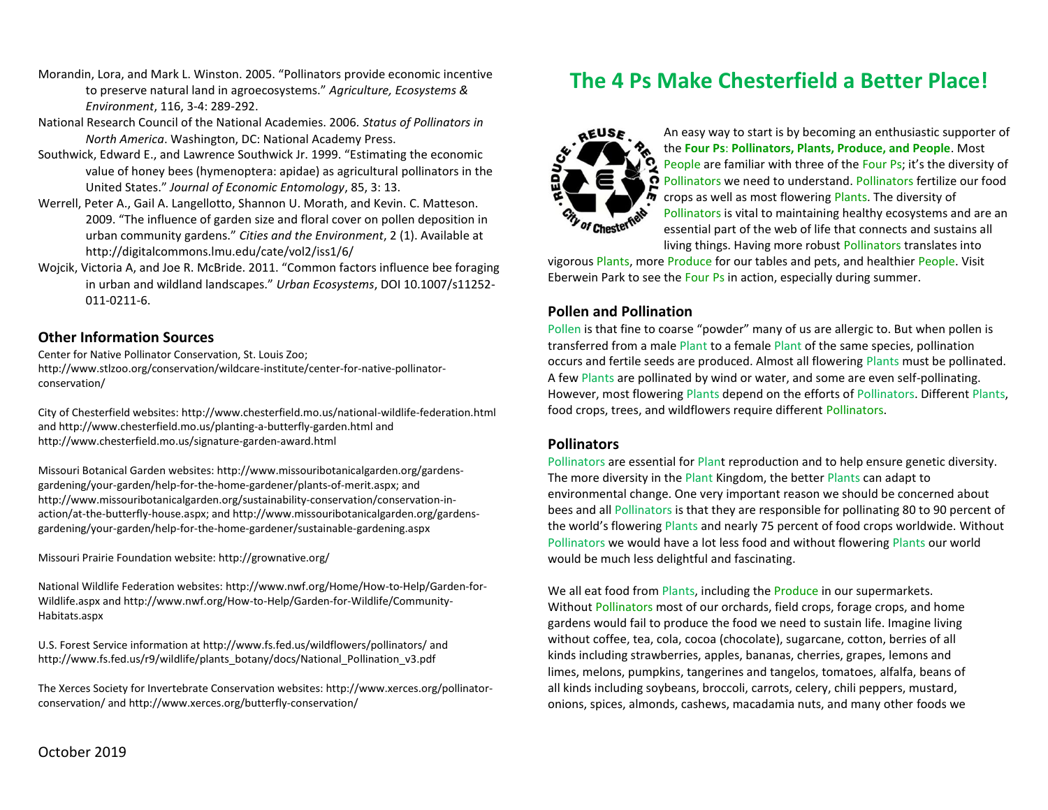Morandin, Lora, and Mark L. Winston. 2005. "Pollinators provide economic incentive to preserve natural land in agroecosystems." *Agriculture, Ecosystems & Environment*, 116, 3-4: 289-292.

National Research Council of the National Academies. 2006. *Status of Pollinators in North America*. Washington, DC: National Academy Press.

Southwick, Edward E., and Lawrence Southwick Jr. 1999. "Estimating the economic value of honey bees (hymenoptera: apidae) as agricultural pollinators in the United States." *Journal of Economic Entomology*, 85, 3: 13.

Werrell, Peter A., Gail A. Langellotto, Shannon U. Morath, and Kevin. C. Matteson. 2009. "The influence of garden size and floral cover on pollen deposition in urban community gardens." *Cities and the Environment*, 2 (1). Available at http://digitalcommons.lmu.edu/cate/vol2/iss1/6/

Wojcik, Victoria A, and Joe R. McBride. 2011. "Common factors influence bee foraging in urban and wildland landscapes." *Urban Ecosystems*, DOI 10.1007/s11252-011-0211-6.

## Other Information Sources

Center for Native Pollinator Conservation, St. Louis Zoo; http://www.stlzoo.org/conservation/wildcare-institute/center-for-native-pollinator-conservation/

City of Chesterfield websites: http://www.chesterfield.mo.us/national-wildlife-federation.html and http://www.chesterfield.mo.us/planting-a-butterfly-garden.html and http://www.chesterfield.mo.us/signature-garden-award.html

Missouri Botanical Garden websites: http://www.missouribotanicalgarden.org/gardens-gardening/your-garden/help-for-the-home-gardener/plants-of-merit.aspx; and http://www.missouribotanicalgarden.org/sustainability-conservation/conservation-in-action/at-the-butterfly-house.aspx; and http://www.missouribotanicalgarden.org/gardens-gardening/your-garden/help-for-the-home-gardener/sustainable-gardening.aspx

Missouri Prairie Foundation website: http://grownative.org/

National Wildlife Federation websites: http://www.nwf.org/Home/How-to-Help/Garden-for-Wildlife.aspx and http://www.nwf.org/How-to-Help/Garden-for-Wildlife/Community-Habitats.aspx

U.S. Forest Service information at http://www.fs.fed.us/wildflowers/pollinators/ and http://www.fs.fed.us/r9/wildlife/plants_botany/docs/National_Pollination_v3.pdf

The Xerces Society for Invertebrate Conservation websites: http://www.xerces.org/pollinator-conservation/ and http://www.xerces.org/butterfly-conservation/

October 2019

# The 4 Ps Make Chesterfield a Better Place!

REDUCE · REUSE · RECYCLE · City of Chesterfield

An easy way to start is by becoming an enthusiastic supporter of the **Four Ps**: **Pollinators, Plants, Produce, and People**. Most People are familiar with three of the Four Ps; it's the diversity of Pollinators we need to understand. Pollinators fertilize our food crops as well as most flowering Plants. The diversity of Pollinators is vital to maintaining healthy ecosystems and are an essential part of the web of life that connects and sustains all living things. Having more robust Pollinators translates into vigorous Plants, more Produce for our tables and pets, and healthier People. Visit Eberwein Park to see the Four Ps in action, especially during summer.

## Pollen and Pollination

Pollen is that fine to coarse "powder" many of us are allergic to. But when pollen is transferred from a male Plant to a female Plant of the same species, pollination occurs and fertile seeds are produced. Almost all flowering Plants must be pollinated. A few Plants are pollinated by wind or water, and some are even self-pollinating. However, most flowering Plants depend on the efforts of Pollinators. Different Plants, food crops, trees, and wildflowers require different Pollinators.

## Pollinators

Pollinators are essential for Plant reproduction and to help ensure genetic diversity. The more diversity in the Plant Kingdom, the better Plants can adapt to environmental change. One very important reason we should be concerned about bees and all Pollinators is that they are responsible for pollinating 80 to 90 percent of the world's flowering Plants and nearly 75 percent of food crops worldwide. Without Pollinators we would have a lot less food and without flowering Plants our world would be much less delightful and fascinating.

We all eat food from Plants, including the Produce in our supermarkets. Without Pollinators most of our orchards, field crops, forage crops, and home gardens would fail to produce the food we need to sustain life. Imagine living without coffee, tea, cola, cocoa (chocolate), sugarcane, cotton, berries of all kinds including strawberries, apples, bananas, cherries, grapes, lemons and limes, melons, pumpkins, tangerines and tangelos, tomatoes, alfalfa, beans of all kinds including soybeans, broccoli, carrots, celery, chili peppers, mustard, onions, spices, almonds, cashews, macadamia nuts, and many other foods we